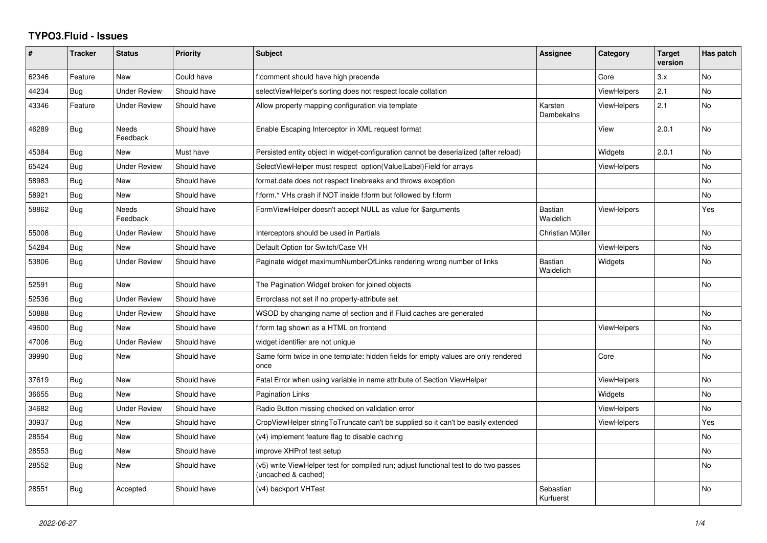# TYPO3.Fluid - Issues

| # | Tracker | Status | Priority | Subject | Assignee | Category | Target version | Has patch |
|---|---|---|---|---|---|---|---|---|
| 62346 | Feature | New | Could have | f:comment should have high precende |  | Core | 3.x | No |
| 44234 | Bug | Under Review | Should have | selectViewHelper's sorting does not respect locale collation |  | ViewHelpers | 2.1 | No |
| 43346 | Feature | Under Review | Should have | Allow property mapping configuration via template | Karsten Dambekalns | ViewHelpers | 2.1 | No |
| 46289 | Bug | Needs Feedback | Should have | Enable Escaping Interceptor in XML request format |  | View | 2.0.1 | No |
| 45384 | Bug | New | Must have | Persisted entity object in widget-configuration cannot be deserialized (after reload) |  | Widgets | 2.0.1 | No |
| 65424 | Bug | Under Review | Should have | SelectViewHelper must respect option(Value\|Label)Field for arrays |  | ViewHelpers |  | No |
| 58983 | Bug | New | Should have | format.date does not respect linebreaks and throws exception |  |  |  | No |
| 58921 | Bug | New | Should have | f:form.* VHs crash if NOT inside f:form but followed by f:form |  |  |  | No |
| 58862 | Bug | Needs Feedback | Should have | FormViewHelper doesn't accept NULL as value for $arguments | Bastian Waidelich | ViewHelpers |  | Yes |
| 55008 | Bug | Under Review | Should have | Interceptors should be used in Partials | Christian Müller |  |  | No |
| 54284 | Bug | New | Should have | Default Option for Switch/Case VH |  | ViewHelpers |  | No |
| 53806 | Bug | Under Review | Should have | Paginate widget maximumNumberOfLinks rendering wrong number of links | Bastian Waidelich | Widgets |  | No |
| 52591 | Bug | New | Should have | The Pagination Widget broken for joined objects |  |  |  | No |
| 52536 | Bug | Under Review | Should have | Errorclass not set if no property-attribute set |  |  |  |  |
| 50888 | Bug | Under Review | Should have | WSOD by changing name of section and if Fluid caches are generated |  |  |  | No |
| 49600 | Bug | New | Should have | f:form tag shown as a HTML on frontend |  | ViewHelpers |  | No |
| 47006 | Bug | Under Review | Should have | widget identifier are not unique |  |  |  | No |
| 39990 | Bug | New | Should have | Same form twice in one template: hidden fields for empty values are only rendered once |  | Core |  | No |
| 37619 | Bug | New | Should have | Fatal Error when using variable in name attribute of Section ViewHelper |  | ViewHelpers |  | No |
| 36655 | Bug | New | Should have | Pagination Links |  | Widgets |  | No |
| 34682 | Bug | Under Review | Should have | Radio Button missing checked on validation error |  | ViewHelpers |  | No |
| 30937 | Bug | New | Should have | CropViewHelper stringToTruncate can't be supplied so it can't be easily extended |  | ViewHelpers |  | Yes |
| 28554 | Bug | New | Should have | (v4) implement feature flag to disable caching |  |  |  | No |
| 28553 | Bug | New | Should have | improve XHProf test setup |  |  |  | No |
| 28552 | Bug | New | Should have | (v5) write ViewHelper test for compiled run; adjust functional test to do two passes (uncached & cached) |  |  |  | No |
| 28551 | Bug | Accepted | Should have | (v4) backport VHTest | Sebastian Kurfuerst |  |  | No |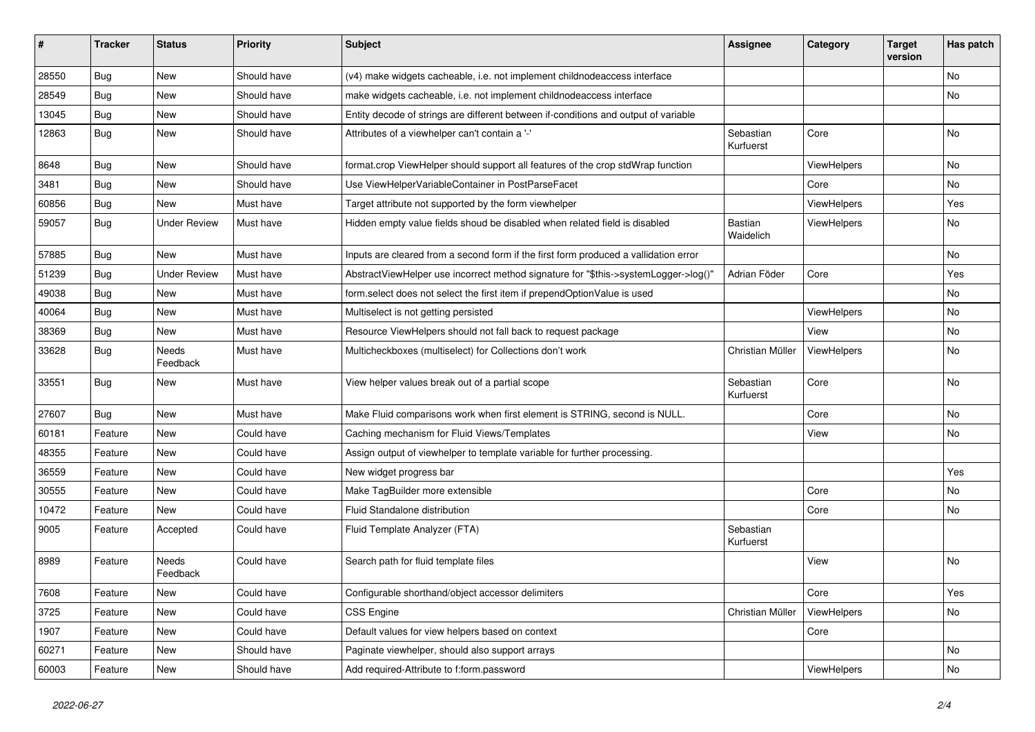| # | Tracker | Status | Priority | Subject | Assignee | Category | Target version | Has patch |
|---|---|---|---|---|---|---|---|---|
| 28550 | Bug | New | Should have | (v4) make widgets cacheable, i.e. not implement childnodeaccess interface | | | | No |
| 28549 | Bug | New | Should have | make widgets cacheable, i.e. not implement childnodeaccess interface | | | | No |
| 13045 | Bug | New | Should have | Entity decode of strings are different between if-conditions and output of variable | | | | |
| 12863 | Bug | New | Should have | Attributes of a viewhelper can't contain a '-' | Sebastian Kurfuerst | Core | | No |
| 8648 | Bug | New | Should have | format.crop ViewHelper should support all features of the crop stdWrap function | | ViewHelpers | | No |
| 3481 | Bug | New | Should have | Use ViewHelperVariableContainer in PostParseFacet | | Core | | No |
| 60856 | Bug | New | Must have | Target attribute not supported by the form viewhelper | | ViewHelpers | | Yes |
| 59057 | Bug | Under Review | Must have | Hidden empty value fields shoud be disabled when related field is disabled | Bastian Waidelich | ViewHelpers | | No |
| 57885 | Bug | New | Must have | Inputs are cleared from a second form if the first form produced a vallidation error | | | | No |
| 51239 | Bug | Under Review | Must have | AbstractViewHelper use incorrect method signature for "$this->systemLogger->log()" | Adrian Föder | Core | | Yes |
| 49038 | Bug | New | Must have | form.select does not select the first item if prependOptionValue is used | | | | No |
| 40064 | Bug | New | Must have | Multiselect is not getting persisted | | ViewHelpers | | No |
| 38369 | Bug | New | Must have | Resource ViewHelpers should not fall back to request package | | View | | No |
| 33628 | Bug | Needs Feedback | Must have | Multicheckboxes (multiselect) for Collections don't work | Christian Müller | ViewHelpers | | No |
| 33551 | Bug | New | Must have | View helper values break out of a partial scope | Sebastian Kurfuerst | Core | | No |
| 27607 | Bug | New | Must have | Make Fluid comparisons work when first element is STRING, second is NULL. | | Core | | No |
| 60181 | Feature | New | Could have | Caching mechanism for Fluid Views/Templates | | View | | No |
| 48355 | Feature | New | Could have | Assign output of viewhelper to template variable for further processing. | | | | |
| 36559 | Feature | New | Could have | New widget progress bar | | | | Yes |
| 30555 | Feature | New | Could have | Make TagBuilder more extensible | | Core | | No |
| 10472 | Feature | New | Could have | Fluid Standalone distribution | | Core | | No |
| 9005 | Feature | Accepted | Could have | Fluid Template Analyzer (FTA) | Sebastian Kurfuerst | | | |
| 8989 | Feature | Needs Feedback | Could have | Search path for fluid template files | | View | | No |
| 7608 | Feature | New | Could have | Configurable shorthand/object accessor delimiters | | Core | | Yes |
| 3725 | Feature | New | Could have | CSS Engine | Christian Müller | ViewHelpers | | No |
| 1907 | Feature | New | Could have | Default values for view helpers based on context | | Core | | |
| 60271 | Feature | New | Should have | Paginate viewhelper, should also support arrays | | | | No |
| 60003 | Feature | New | Should have | Add required-Attribute to f:form.password | | ViewHelpers | | No |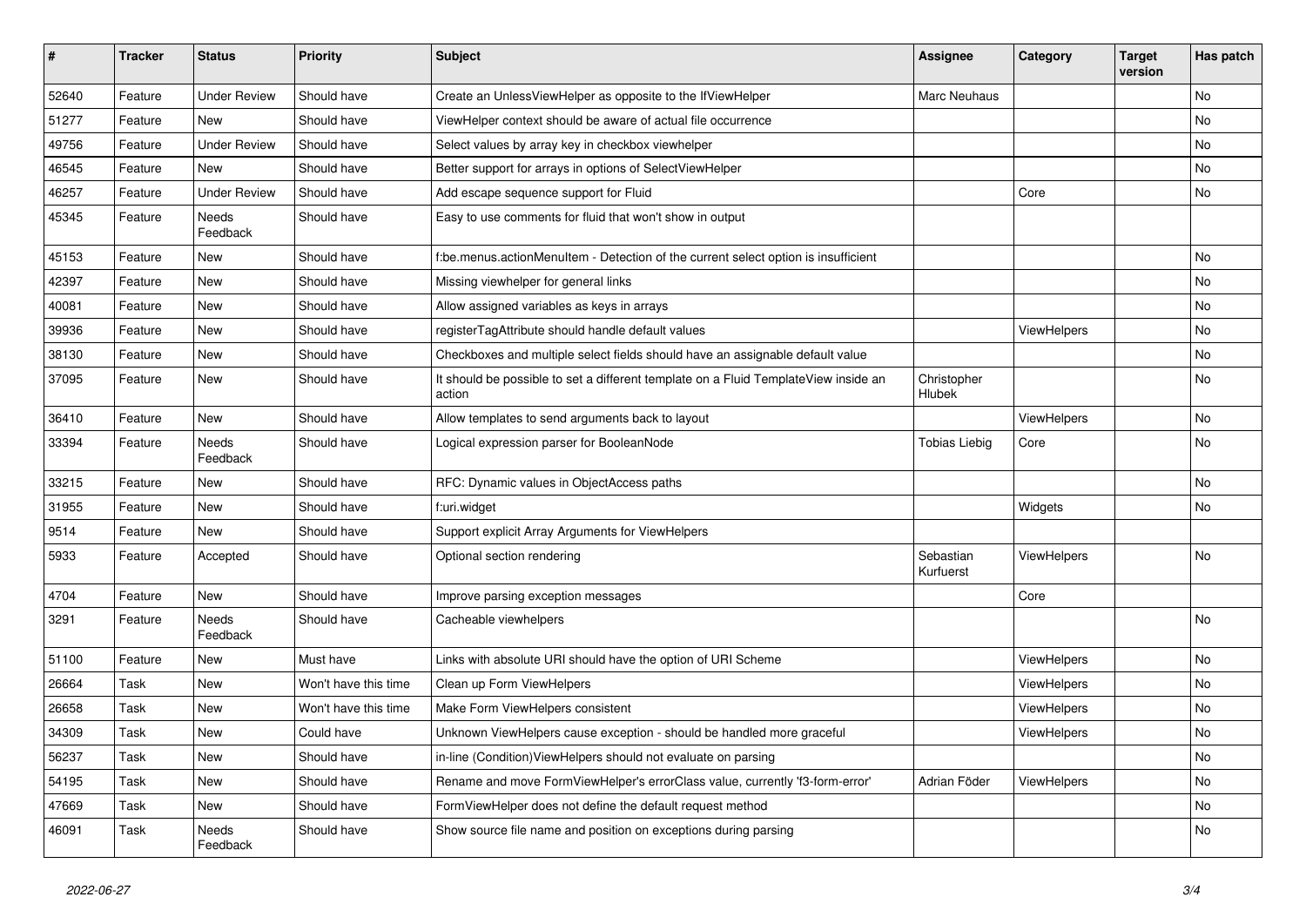| # | Tracker | Status | Priority | Subject | Assignee | Category | Target version | Has patch |
|---|---|---|---|---|---|---|---|---|
| 52640 | Feature | Under Review | Should have | Create an UnlessViewHelper as opposite to the IfViewHelper | Marc Neuhaus | | | No |
| 51277 | Feature | New | Should have | ViewHelper context should be aware of actual file occurrence | | | | No |
| 49756 | Feature | Under Review | Should have | Select values by array key in checkbox viewhelper | | | | No |
| 46545 | Feature | New | Should have | Better support for arrays in options of SelectViewHelper | | | | No |
| 46257 | Feature | Under Review | Should have | Add escape sequence support for Fluid | | Core | | No |
| 45345 | Feature | Needs Feedback | Should have | Easy to use comments for fluid that won't show in output | | | | |
| 45153 | Feature | New | Should have | f:be.menus.actionMenuItem - Detection of the current select option is insufficient | | | | No |
| 42397 | Feature | New | Should have | Missing viewhelper for general links | | | | No |
| 40081 | Feature | New | Should have | Allow assigned variables as keys in arrays | | | | No |
| 39936 | Feature | New | Should have | registerTagAttribute should handle default values | | ViewHelpers | | No |
| 38130 | Feature | New | Should have | Checkboxes and multiple select fields should have an assignable default value | | | | No |
| 37095 | Feature | New | Should have | It should be possible to set a different template on a Fluid TemplateView inside an action | Christopher Hlubek | | | No |
| 36410 | Feature | New | Should have | Allow templates to send arguments back to layout | | ViewHelpers | | No |
| 33394 | Feature | Needs Feedback | Should have | Logical expression parser for BooleanNode | Tobias Liebig | Core | | No |
| 33215 | Feature | New | Should have | RFC: Dynamic values in ObjectAccess paths | | | | No |
| 31955 | Feature | New | Should have | f:uri.widget | | Widgets | | No |
| 9514 | Feature | New | Should have | Support explicit Array Arguments for ViewHelpers | | | | |
| 5933 | Feature | Accepted | Should have | Optional section rendering | Sebastian Kurfuerst | ViewHelpers | | No |
| 4704 | Feature | New | Should have | Improve parsing exception messages | | Core | | |
| 3291 | Feature | Needs Feedback | Should have | Cacheable viewhelpers | | | | No |
| 51100 | Feature | New | Must have | Links with absolute URI should have the option of URI Scheme | | ViewHelpers | | No |
| 26664 | Task | New | Won't have this time | Clean up Form ViewHelpers | | ViewHelpers | | No |
| 26658 | Task | New | Won't have this time | Make Form ViewHelpers consistent | | ViewHelpers | | No |
| 34309 | Task | New | Could have | Unknown ViewHelpers cause exception - should be handled more graceful | | ViewHelpers | | No |
| 56237 | Task | New | Should have | in-line (Condition)ViewHelpers should not evaluate on parsing | | | | No |
| 54195 | Task | New | Should have | Rename and move FormViewHelper's errorClass value, currently 'f3-form-error' | Adrian Föder | ViewHelpers | | No |
| 47669 | Task | New | Should have | FormViewHelper does not define the default request method | | | | No |
| 46091 | Task | Needs Feedback | Should have | Show source file name and position on exceptions during parsing | | | | No |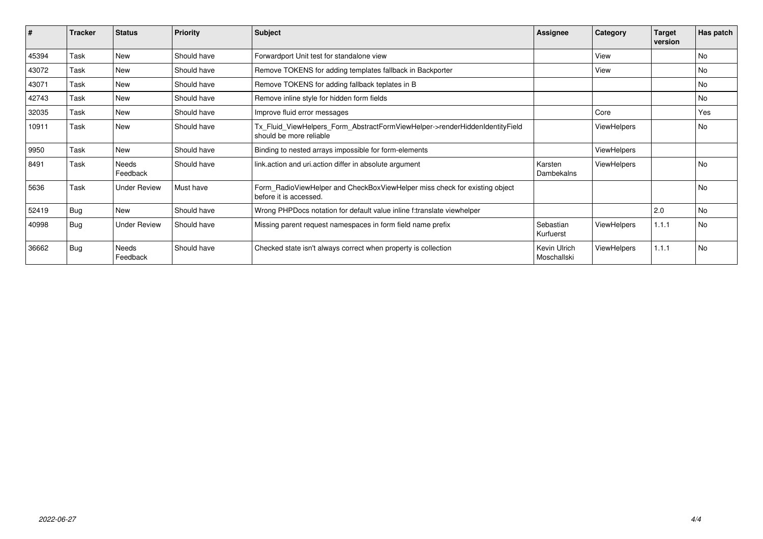| # | Tracker | Status | Priority | Subject | Assignee | Category | Target version | Has patch |
|---|---|---|---|---|---|---|---|---|
| 45394 | Task | New | Should have | Forwardport Unit test for standalone view | | View | | No |
| 43072 | Task | New | Should have | Remove TOKENS for adding templates fallback in Backporter | | View | | No |
| 43071 | Task | New | Should have | Remove TOKENS for adding fallback teplates in B | | | | No |
| 42743 | Task | New | Should have | Remove inline style for hidden form fields | | | | No |
| 32035 | Task | New | Should have | Improve fluid error messages | | Core | | Yes |
| 10911 | Task | New | Should have | Tx_Fluid_ViewHelpers_Form_AbstractFormViewHelper->renderHiddenIdentityField should be more reliable | | ViewHelpers | | No |
| 9950 | Task | New | Should have | Binding to nested arrays impossible for form-elements | | ViewHelpers | | |
| 8491 | Task | Needs Feedback | Should have | link.action and uri.action differ in absolute argument | Karsten Dambekalns | ViewHelpers | | No |
| 5636 | Task | Under Review | Must have | Form_RadioViewHelper and CheckBoxViewHelper miss check for existing object before it is accessed. | | | | No |
| 52419 | Bug | New | Should have | Wrong PHPDocs notation for default value inline f:translate viewhelper | | | 2.0 | No |
| 40998 | Bug | Under Review | Should have | Missing parent request namespaces in form field name prefix | Sebastian Kurfuerst | ViewHelpers | 1.1.1 | No |
| 36662 | Bug | Needs Feedback | Should have | Checked state isn't always correct when property is collection | Kevin Ulrich Moschallski | ViewHelpers | 1.1.1 | No |

*2022-06-27*